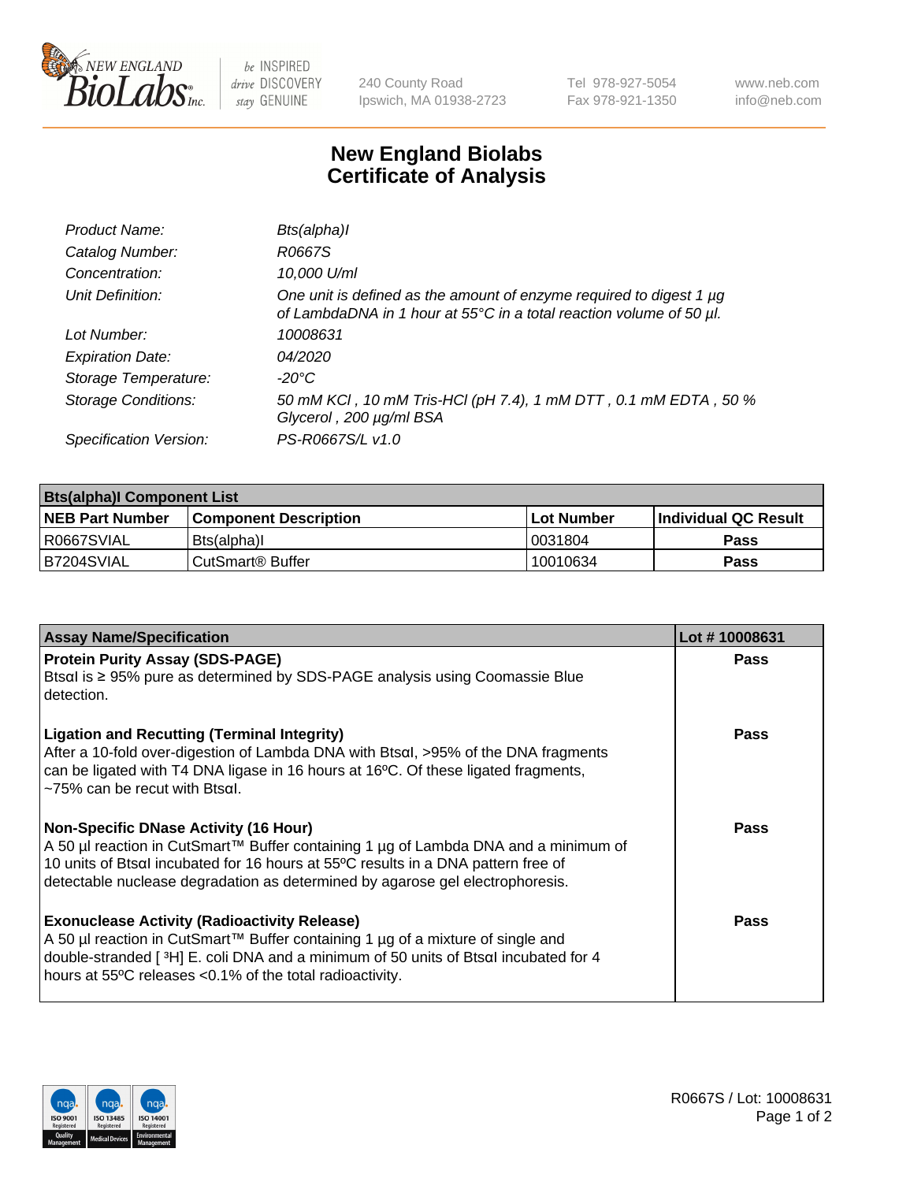# New England Biolabs Certificate of Analysis

| | |
|---|---|
| *Product Name:* | *Bts(alpha)I* |
| *Catalog Number:* | *R0667S* |
| *Concentration:* | *10,000 U/ml* |
| *Unit Definition:* | *One unit is defined as the amount of enzyme required to digest 1 µg of LambdaDNA in 1 hour at 55°C in a total reaction volume of 50 µl.* |
| *Lot Number:* | *10008631* |
| *Expiration Date:* | *04/2020* |
| *Storage Temperature:* | *-20°C* |
| *Storage Conditions:* | *50 mM KCl , 10 mM Tris-HCl (pH 7.4), 1 mM DTT , 0.1 mM EDTA , 50 % Glycerol , 200 µg/ml BSA* |
| *Specification Version:* | *PS-R0667S/L v1.0* |

| Bts(alpha)I Component List | | | |
|---|---|---|---|
| **NEB Part Number** | **Component Description** | **Lot Number** | **Individual QC Result** |
| R0667SVIAL | Bts(alpha)I | 0031804 | **Pass** |
| B7204SVIAL | CutSmart® Buffer | 10010634 | **Pass** |

| Assay Name/Specification | Lot # 10008631 |
|---|---|
| **Protein Purity Assay (SDS-PAGE)**<br>BtsαI is ≥ 95% pure as determined by SDS-PAGE analysis using Coomassie Blue detection. | **Pass** |
| **Ligation and Recutting (Terminal Integrity)**<br>After a 10-fold over-digestion of Lambda DNA with BtsαI, >95% of the DNA fragments can be ligated with T4 DNA ligase in 16 hours at 16ºC. Of these ligated fragments, ~75% can be recut with BtsαI. | **Pass** |
| **Non-Specific DNase Activity (16 Hour)**<br>A 50 µl reaction in CutSmart™ Buffer containing 1 µg of Lambda DNA and a minimum of 10 units of BtsαI incubated for 16 hours at 55ºC results in a DNA pattern free of detectable nuclease degradation as determined by agarose gel electrophoresis. | **Pass** |
| **Exonuclease Activity (Radioactivity Release)**<br>A 50 µl reaction in CutSmart™ Buffer containing 1 µg of a mixture of single and double-stranded [ $^3$H] E. coli DNA and a minimum of 50 units of BtsαI incubated for 4 hours at 55ºC releases <0.1% of the total radioactivity. | **Pass** |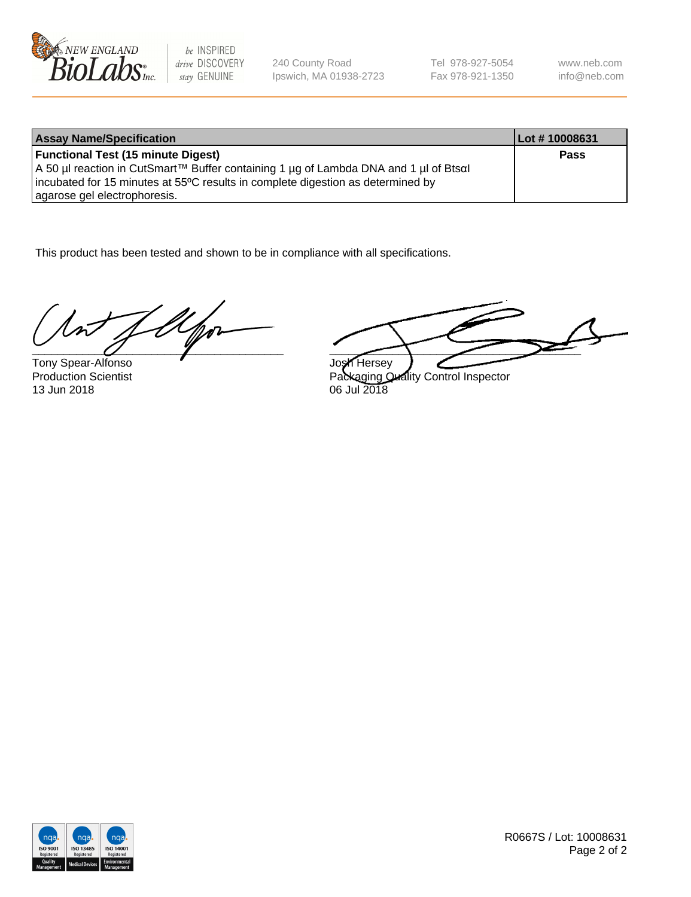NEW ENGLAND BioLabs Inc. — be INSPIRED drive DISCOVERY stay GENUINE

240 County Road
Ipswich, MA 01938-2723

Tel 978-927-5054
Fax 978-921-1350

www.neb.com
info@neb.com

| Assay Name/Specification | Lot # 10008631 |
|---|---|
| **Functional Test (15 minute Digest)**<br>A 50 µl reaction in CutSmart™ Buffer containing 1 µg of Lambda DNA and 1 µl of BtsαI incubated for 15 minutes at 55ºC results in complete digestion as determined by agarose gel electrophoresis. | Pass |

This product has been tested and shown to be in compliance with all specifications.

Tony Spear-Alfonso
Production Scientist
13 Jun 2018

Josh Hersey
Packaging Quality Control Inspector
06 Jul 2018

R0667S / Lot: 10008631